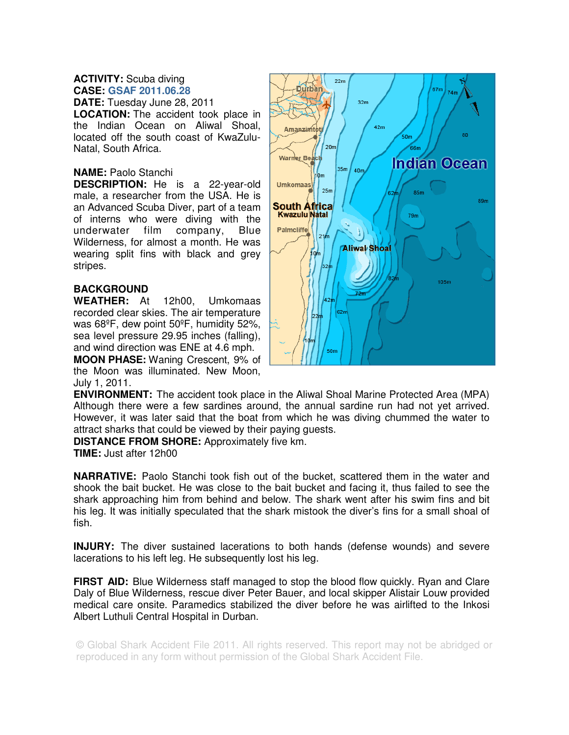**ACTIVITY:** Scuba diving
**CASE:** GSAF 2011.06.28
**DATE:** Tuesday June 28, 2011
**LOCATION:** The accident took place in the Indian Ocean on Aliwal Shoal, located off the south coast of KwaZulu-Natal, South Africa.

**NAME:** Paolo Stanchi
**DESCRIPTION:** He is a 22-year-old male, a researcher from the USA. He is an Advanced Scuba Diver, part of a team of interns who were diving with the underwater film company, Blue Wilderness, for almost a month. He was wearing split fins with black and grey stripes.

**BACKGROUND**
**WEATHER:** At 12h00, Umkomaas recorded clear skies. The air temperature was 68ºF, dew point 50ºF, humidity 52%, sea level pressure 29.95 inches (falling), and wind direction was ENE at 4.6 mph.
**MOON PHASE:** Waning Crescent, 9% of the Moon was illuminated. New Moon, July 1, 2011.
**ENVIRONMENT:** The accident took place in the Aliwal Shoal Marine Protected Area (MPA) Although there were a few sardines around, the annual sardine run had not yet arrived. However, it was later said that the boat from which he was diving chummed the water to attract sharks that could be viewed by their paying guests.
**DISTANCE FROM SHORE:** Approximately five km.
**TIME:** Just after 12h00

**NARRATIVE:** Paolo Stanchi took fish out of the bucket, scattered them in the water and shook the bait bucket. He was close to the bait bucket and facing it, thus failed to see the shark approaching him from behind and below. The shark went after his swim fins and bit his leg. It was initially speculated that the shark mistook the diver's fins for a small shoal of fish.

**INJURY:** The diver sustained lacerations to both hands (defense wounds) and severe lacerations to his left leg. He subsequently lost his leg.

**FIRST AID:** Blue Wilderness staff managed to stop the blood flow quickly. Ryan and Clare Daly of Blue Wilderness, rescue diver Peter Bauer, and local skipper Alistair Louw provided medical care onsite. Paramedics stabilized the diver before he was airlifted to the Inkosi Albert Luthuli Central Hospital in Durban.

© Global Shark Accident File 2011. All rights reserved. This report may not be abridged or reproduced in any form without permission of the Global Shark Accident File.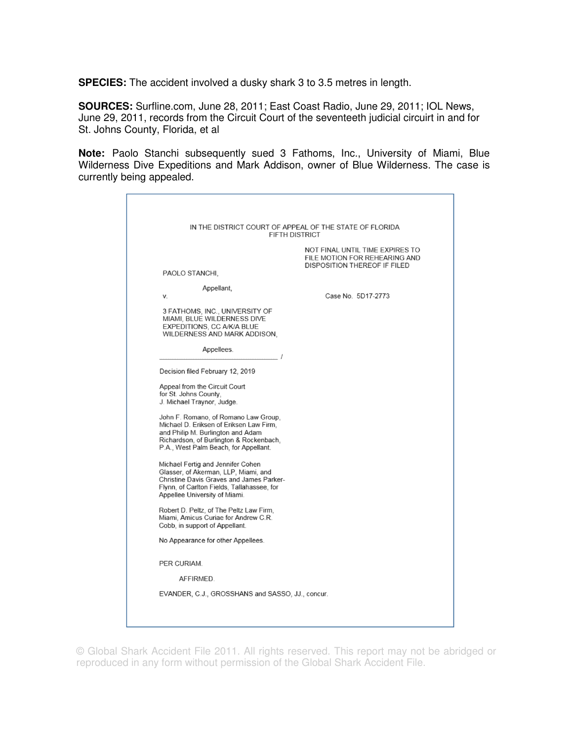**SPECIES:** The accident involved a dusky shark 3 to 3.5 metres in length.

**SOURCES:** Surfline.com, June 28, 2011; East Coast Radio, June 29, 2011; IOL News, June 29, 2011, records from the Circuit Court of the seventeeth judicial circuirt in and for St. Johns County, Florida, et al

**Note:** Paolo Stanchi subsequently sued 3 Fathoms, Inc., University of Miami, Blue Wilderness Dive Expeditions and Mark Addison, owner of Blue Wilderness. The case is currently being appealed.

IN THE DISTRICT COURT OF APPEAL OF THE STATE OF FLORIDA
FIFTH DISTRICT

NOT FINAL UNTIL TIME EXPIRES TO FILE MOTION FOR REHEARING AND DISPOSITION THEREOF IF FILED

PAOLO STANCHI,

Appellant,

v. Case No. 5D17-2773

3 FATHOMS, INC., UNIVERSITY OF MIAMI, BLUE WILDERNESS DIVE EXPEDITIONS, CC A/K/A BLUE WILDERNESS AND MARK ADDISON,

Appellees.

_______________________________________ /

Decision filed February 12, 2019

Appeal from the Circuit Court for St. Johns County, J. Michael Traynor, Judge.

John F. Romano, of Romano Law Group, Michael D. Eriksen of Eriksen Law Firm, and Philip M. Burlington and Adam Richardson, of Burlington & Rockenbach, P.A., West Palm Beach, for Appellant.

Michael Fertig and Jennifer Cohen Glasser, of Akerman, LLP, Miami, and Christine Davis Graves and James Parker-Flynn, of Carlton Fields, Tallahassee, for Appellee University of Miami.

Robert D. Peltz, of The Peltz Law Firm, Miami, Amicus Curiae for Andrew C.R. Cobb, in support of Appellant.

No Appearance for other Appellees.

PER CURIAM.

AFFIRMED.

EVANDER, C.J., GROSSHANS and SASSO, JJ., concur.

© Global Shark Accident File 2011. All rights reserved. This report may not be abridged or reproduced in any form without permission of the Global Shark Accident File.